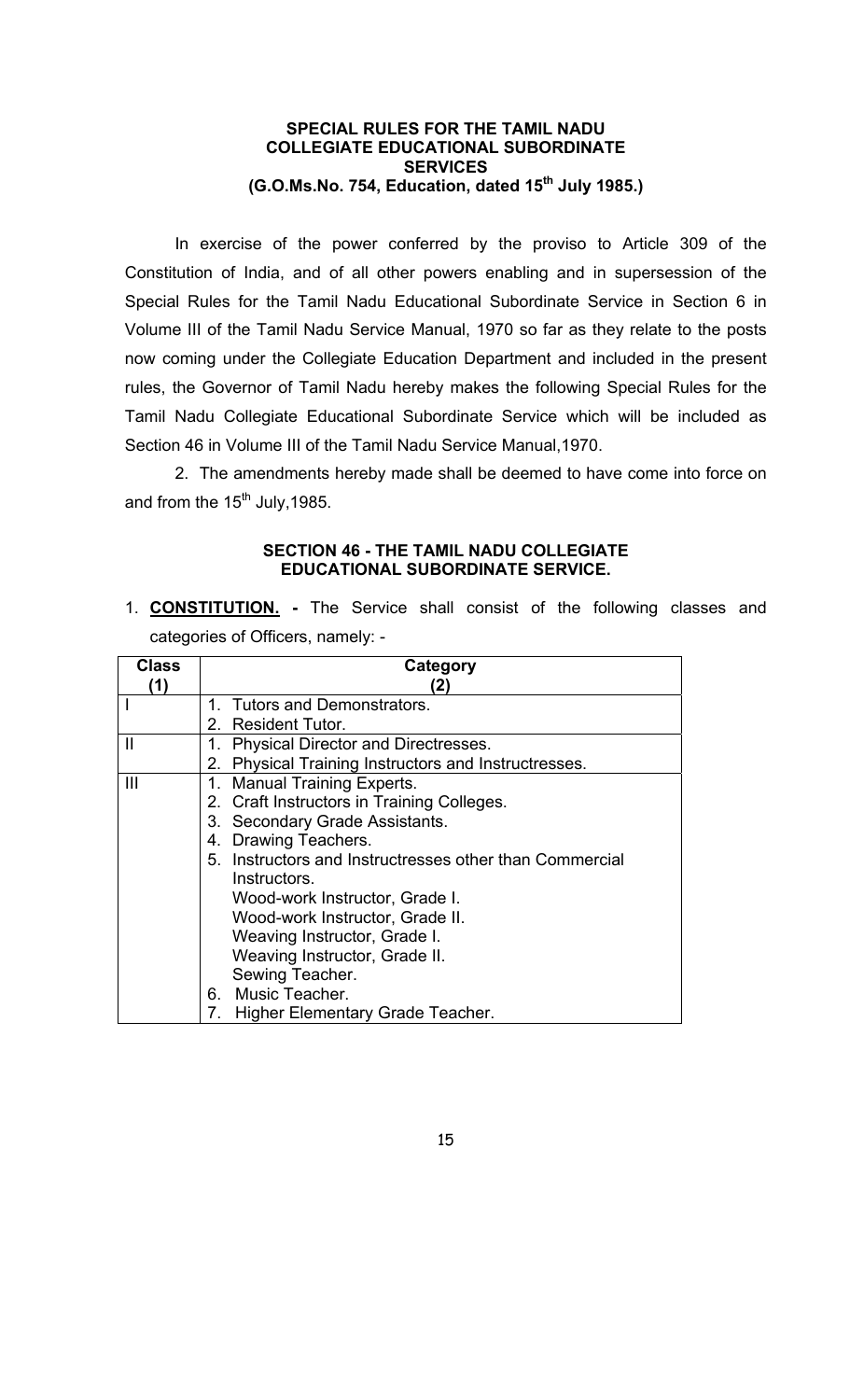# SPECIAL RULES FOR THE TAMIL NADU COLLEGIATE EDUCATIONAL SUBORDINATE SERVICES
## (G.O.Ms.No. 754, Education, dated 15th July 1985.)

In exercise of the power conferred by the proviso to Article 309 of the Constitution of India, and of all other powers enabling and in supersession of the Special Rules for the Tamil Nadu Educational Subordinate Service in Section 6 in Volume III of the Tamil Nadu Service Manual, 1970 so far as they relate to the posts now coming under the Collegiate Education Department and included in the present rules, the Governor of Tamil Nadu hereby makes the following Special Rules for the Tamil Nadu Collegiate Educational Subordinate Service which will be included as Section 46 in Volume III of the Tamil Nadu Service Manual,1970.

2. The amendments hereby made shall be deemed to have come into force on and from the 15th July,1985.

## SECTION 46 - THE TAMIL NADU COLLEGIATE EDUCATIONAL SUBORDINATE SERVICE.

1. **CONSTITUTION. -** The Service shall consist of the following classes and categories of Officers, namely: -

| Class (1) | Category (2) |
|---|---|
| I | 1. Tutors and Demonstrators. |
| | 2. Resident Tutor. |
| II | 1. Physical Director and Directresses. |
| | 2. Physical Training Instructors and Instructresses. |
| III | 1. Manual Training Experts.<br>2. Craft Instructors in Training Colleges.<br>3. Secondary Grade Assistants.<br>4. Drawing Teachers.<br>5. Instructors and Instructresses other than Commercial Instructors.<br>Wood-work Instructor, Grade I.<br>Wood-work Instructor, Grade II.<br>Weaving Instructor, Grade I.<br>Weaving Instructor, Grade II.<br>Sewing Teacher.<br>6. Music Teacher.<br>7. Higher Elementary Grade Teacher. |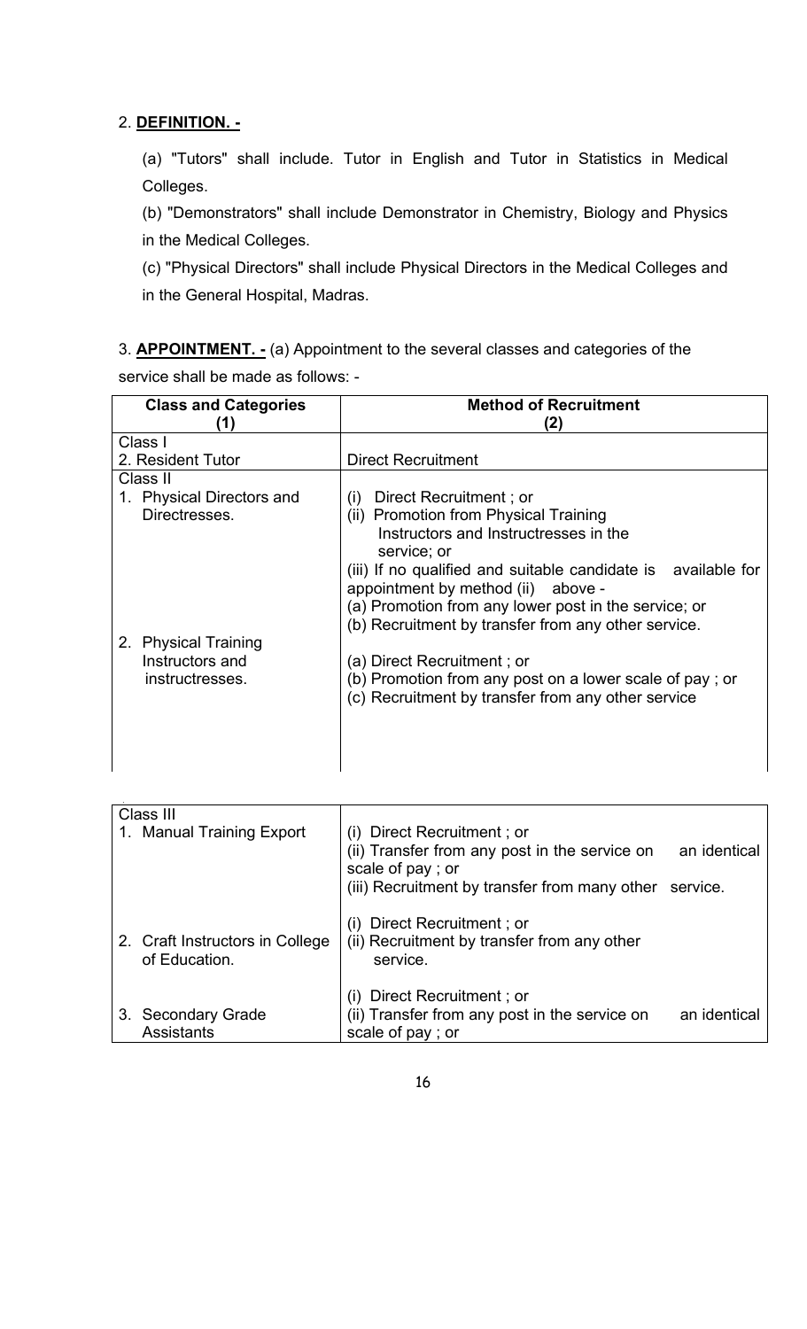2. **DEFINITION. -**

(a) "Tutors" shall include. Tutor in English and Tutor in Statistics in Medical Colleges.

(b) "Demonstrators" shall include Demonstrator in Chemistry, Biology and Physics in the Medical Colleges.

(c) "Physical Directors" shall include Physical Directors in the Medical Colleges and in the General Hospital, Madras.

3. **APPOINTMENT. -** (a) Appointment to the several classes and categories of the service shall be made as follows: -

| Class and Categories (1) | Method of Recruitment (2) |
|---|---|
| Class I | |
| 2. Resident Tutor | Direct Recruitment |
| Class II | |
| 1. Physical Directors and Directresses. | (i) Direct Recruitment ; or<br>(ii) Promotion from Physical Training Instructors and Instructresses in the service; or<br>(iii) If no qualified and suitable candidate is available for appointment by method (ii) above -<br>(a) Promotion from any lower post in the service; or<br>(b) Recruitment by transfer from any other service. |
| 2. Physical Training Instructors and instructresses. | (a) Direct Recruitment ; or<br>(b) Promotion from any post on a lower scale of pay ; or<br>(c) Recruitment by transfer from any other service |
| Class III | |
| 1. Manual Training Export | (i) Direct Recruitment ; or<br>(ii) Transfer from any post in the service on an identical scale of pay ; or<br>(iii) Recruitment by transfer from many other service. |
| 2. Craft Instructors in College of Education. | (i) Direct Recruitment ; or<br>(ii) Recruitment by transfer from any other service. |
| 3. Secondary Grade Assistants | (i) Direct Recruitment ; or<br>(ii) Transfer from any post in the service on an identical scale of pay ; or |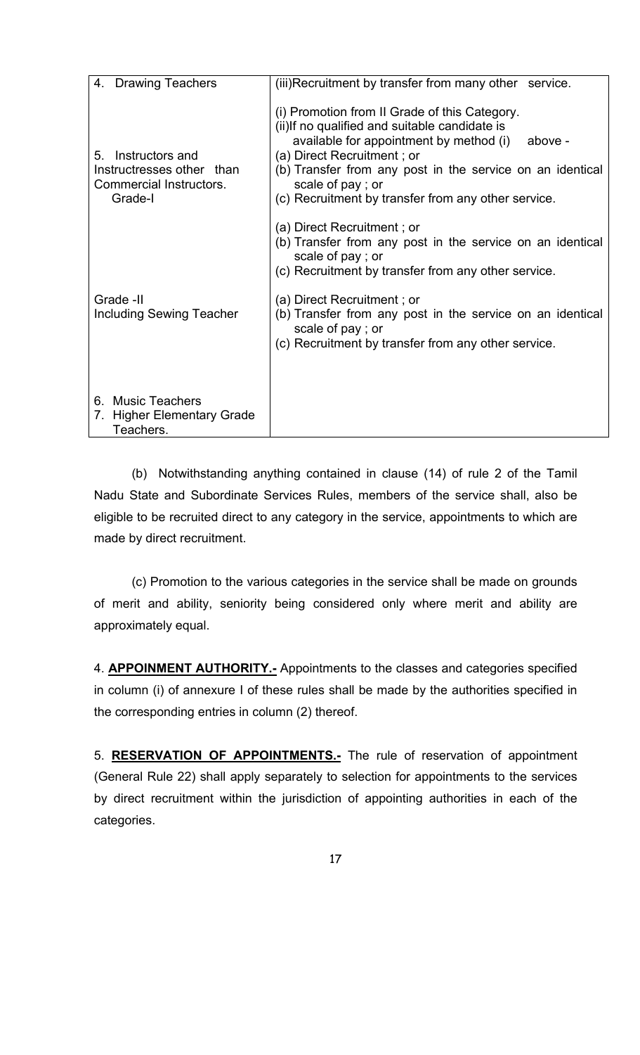| | |
|---|---|
| 4. Drawing Teachers | (iii)Recruitment by transfer from many other service. |
| 5. Instructors and Instructresses other than Commercial Instructors. Grade-I | (i) Promotion from II Grade of this Category.<br>(ii)If no qualified and suitable candidate is available for appointment by method (i) above -<br>(a) Direct Recruitment ; or<br>(b) Transfer from any post in the service on an identical scale of pay ; or<br>(c) Recruitment by transfer from any other service. |
| | (a) Direct Recruitment ; or<br>(b) Transfer from any post in the service on an identical scale of pay ; or<br>(c) Recruitment by transfer from any other service. |
| Grade -II<br>Including Sewing Teacher | (a) Direct Recruitment ; or<br>(b) Transfer from any post in the service on an identical scale of pay ; or<br>(c) Recruitment by transfer from any other service. |
| 6. Music Teachers<br>7. Higher Elementary Grade Teachers. | |

(b) Notwithstanding anything contained in clause (14) of rule 2 of the Tamil Nadu State and Subordinate Services Rules, members of the service shall, also be eligible to be recruited direct to any category in the service, appointments to which are made by direct recruitment.

(c) Promotion to the various categories in the service shall be made on grounds of merit and ability, seniority being considered only where merit and ability are approximately equal.

4. **APPOINMENT AUTHORITY.-** Appointments to the classes and categories specified in column (i) of annexure I of these rules shall be made by the authorities specified in the corresponding entries in column (2) thereof.

5. **RESERVATION OF APPOINTMENTS.-** The rule of reservation of appointment (General Rule 22) shall apply separately to selection for appointments to the services by direct recruitment within the jurisdiction of appointing authorities in each of the categories.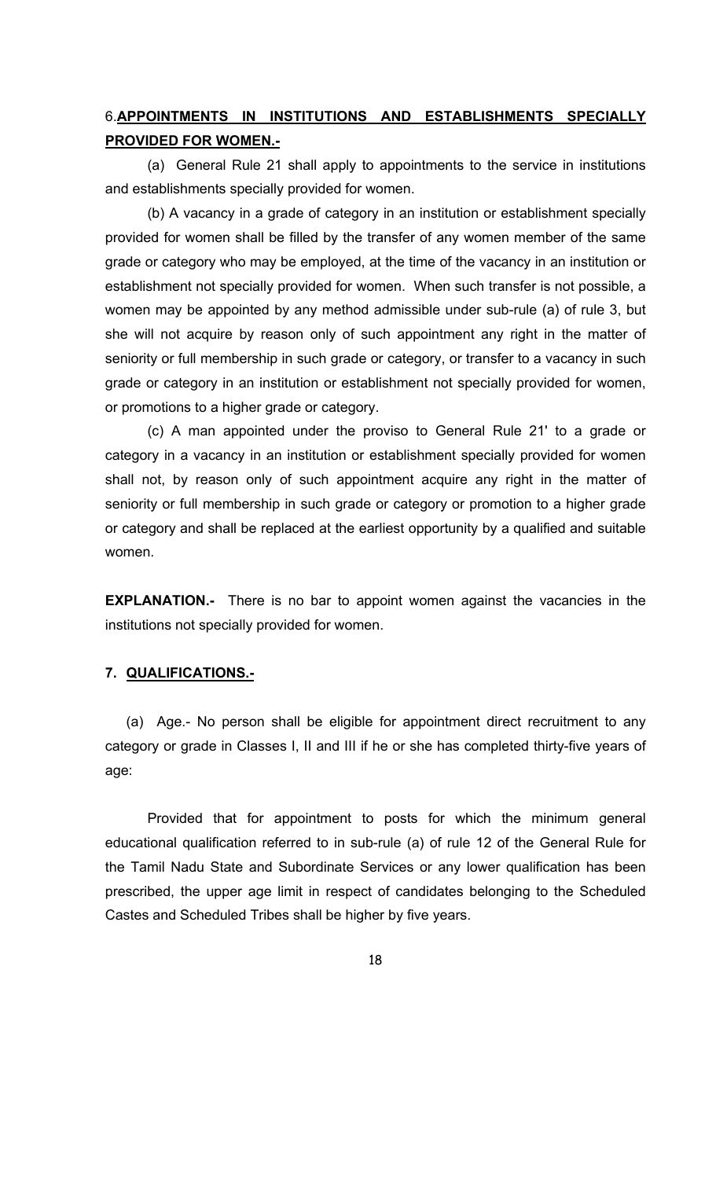6.**APPOINTMENTS IN INSTITUTIONS AND ESTABLISHMENTS SPECIALLY PROVIDED FOR WOMEN.-**

(a) General Rule 21 shall apply to appointments to the service in institutions and establishments specially provided for women.

(b) A vacancy in a grade of category in an institution or establishment specially provided for women shall be filled by the transfer of any women member of the same grade or category who may be employed, at the time of the vacancy in an institution or establishment not specially provided for women. When such transfer is not possible, a women may be appointed by any method admissible under sub-rule (a) of rule 3, but she will not acquire by reason only of such appointment any right in the matter of seniority or full membership in such grade or category, or transfer to a vacancy in such grade or category in an institution or establishment not specially provided for women, or promotions to a higher grade or category.

(c) A man appointed under the proviso to General Rule 21' to a grade or category in a vacancy in an institution or establishment specially provided for women shall not, by reason only of such appointment acquire any right in the matter of seniority or full membership in such grade or category or promotion to a higher grade or category and shall be replaced at the earliest opportunity by a qualified and suitable women.

**EXPLANATION.-** There is no bar to appoint women against the vacancies in the institutions not specially provided for women.

**7. QUALIFICATIONS.-**

(a) Age.- No person shall be eligible for appointment direct recruitment to any category or grade in Classes I, II and III if he or she has completed thirty-five years of age:

Provided that for appointment to posts for which the minimum general educational qualification referred to in sub-rule (a) of rule 12 of the General Rule for the Tamil Nadu State and Subordinate Services or any lower qualification has been prescribed, the upper age limit in respect of candidates belonging to the Scheduled Castes and Scheduled Tribes shall be higher by five years.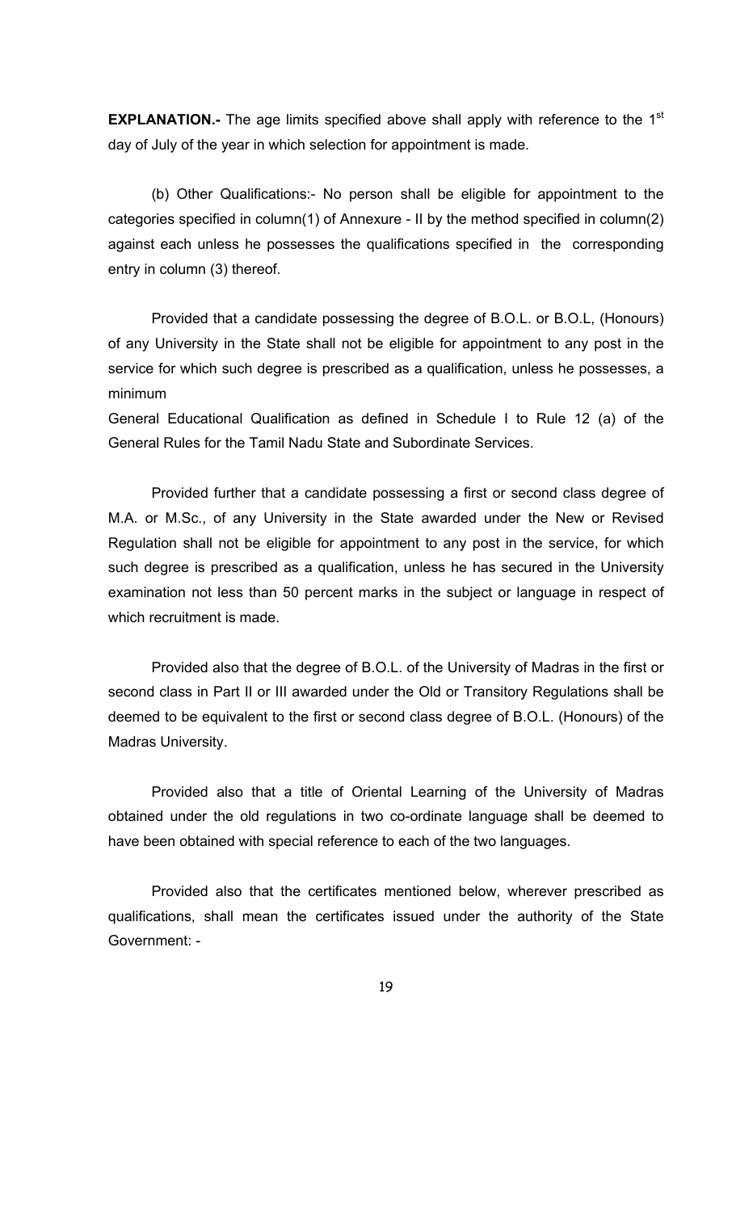**EXPLANATION.-** The age limits specified above shall apply with reference to the 1st day of July of the year in which selection for appointment is made.

(b) Other Qualifications:- No person shall be eligible for appointment to the categories specified in column(1) of Annexure - II by the method specified in column(2) against each unless he possesses the qualifications specified in the corresponding entry in column (3) thereof.

Provided that a candidate possessing the degree of B.O.L. or B.O.L, (Honours) of any University in the State shall not be eligible for appointment to any post in the service for which such degree is prescribed as a qualification, unless he possesses, a minimum General Educational Qualification as defined in Schedule I to Rule 12 (a) of the General Rules for the Tamil Nadu State and Subordinate Services.

Provided further that a candidate possessing a first or second class degree of M.A. or M.Sc., of any University in the State awarded under the New or Revised Regulation shall not be eligible for appointment to any post in the service, for which such degree is prescribed as a qualification, unless he has secured in the University examination not less than 50 percent marks in the subject or language in respect of which recruitment is made.

Provided also that the degree of B.O.L. of the University of Madras in the first or second class in Part II or III awarded under the Old or Transitory Regulations shall be deemed to be equivalent to the first or second class degree of B.O.L. (Honours) of the Madras University.

Provided also that a title of Oriental Learning of the University of Madras obtained under the old regulations in two co-ordinate language shall be deemed to have been obtained with special reference to each of the two languages.

Provided also that the certificates mentioned below, wherever prescribed as qualifications, shall mean the certificates issued under the authority of the State Government: -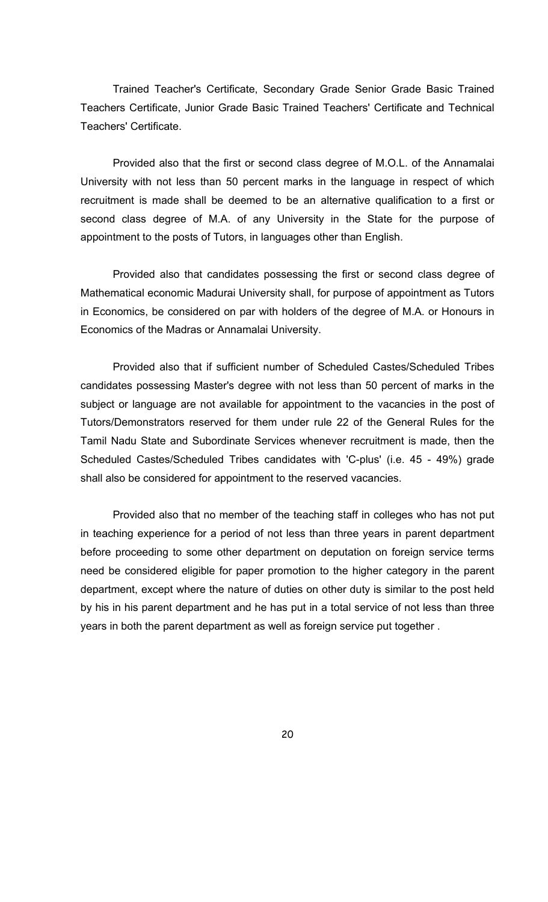Trained Teacher's Certificate, Secondary Grade Senior Grade Basic Trained Teachers Certificate, Junior Grade Basic Trained Teachers' Certificate and Technical Teachers' Certificate.

Provided also that the first or second class degree of M.O.L. of the Annamalai University with not less than 50 percent marks in the language in respect of which recruitment is made shall be deemed to be an alternative qualification to a first or second class degree of M.A. of any University in the State for the purpose of appointment to the posts of Tutors, in languages other than English.

Provided also that candidates possessing the first or second class degree of Mathematical economic Madurai University shall, for purpose of appointment as Tutors in Economics, be considered on par with holders of the degree of M.A. or Honours in Economics of the Madras or Annamalai University.

Provided also that if sufficient number of Scheduled Castes/Scheduled Tribes candidates possessing Master's degree with not less than 50 percent of marks in the subject or language are not available for appointment to the vacancies in the post of Tutors/Demonstrators reserved for them under rule 22 of the General Rules for the Tamil Nadu State and Subordinate Services whenever recruitment is made, then the Scheduled Castes/Scheduled Tribes candidates with 'C-plus' (i.e. 45 - 49%) grade shall also be considered for appointment to the reserved vacancies.

Provided also that no member of the teaching staff in colleges who has not put in teaching experience for a period of not less than three years in parent department before proceeding to some other department on deputation on foreign service terms need be considered eligible for paper promotion to the higher category in the parent department, except where the nature of duties on other duty is similar to the post held by his in his parent department and he has put in a total service of not less than three years in both the parent department as well as foreign service put together .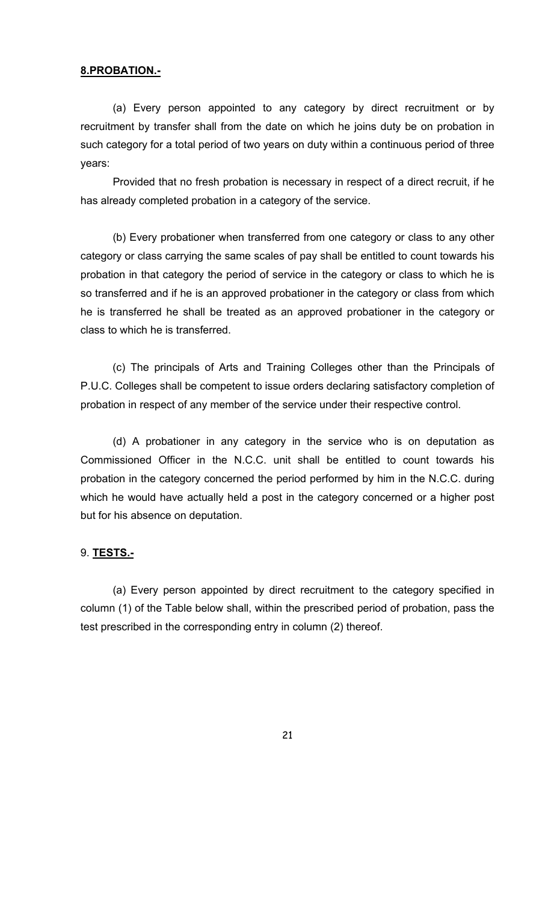**8.PROBATION.-**

(a) Every person appointed to any category by direct recruitment or by recruitment by transfer shall from the date on which he joins duty be on probation in such category for a total period of two years on duty within a continuous period of three years:

Provided that no fresh probation is necessary in respect of a direct recruit, if he has already completed probation in a category of the service.

(b) Every probationer when transferred from one category or class to any other category or class carrying the same scales of pay shall be entitled to count towards his probation in that category the period of service in the category or class to which he is so transferred and if he is an approved probationer in the category or class from which he is transferred he shall be treated as an approved probationer in the category or class to which he is transferred.

(c) The principals of Arts and Training Colleges other than the Principals of P.U.C. Colleges shall be competent to issue orders declaring satisfactory completion of probation in respect of any member of the service under their respective control.

(d) A probationer in any category in the service who is on deputation as Commissioned Officer in the N.C.C. unit shall be entitled to count towards his probation in the category concerned the period performed by him in the N.C.C. during which he would have actually held a post in the category concerned or a higher post but for his absence on deputation.

9. **TESTS.-**

(a) Every person appointed by direct recruitment to the category specified in column (1) of the Table below shall, within the prescribed period of probation, pass the test prescribed in the corresponding entry in column (2) thereof.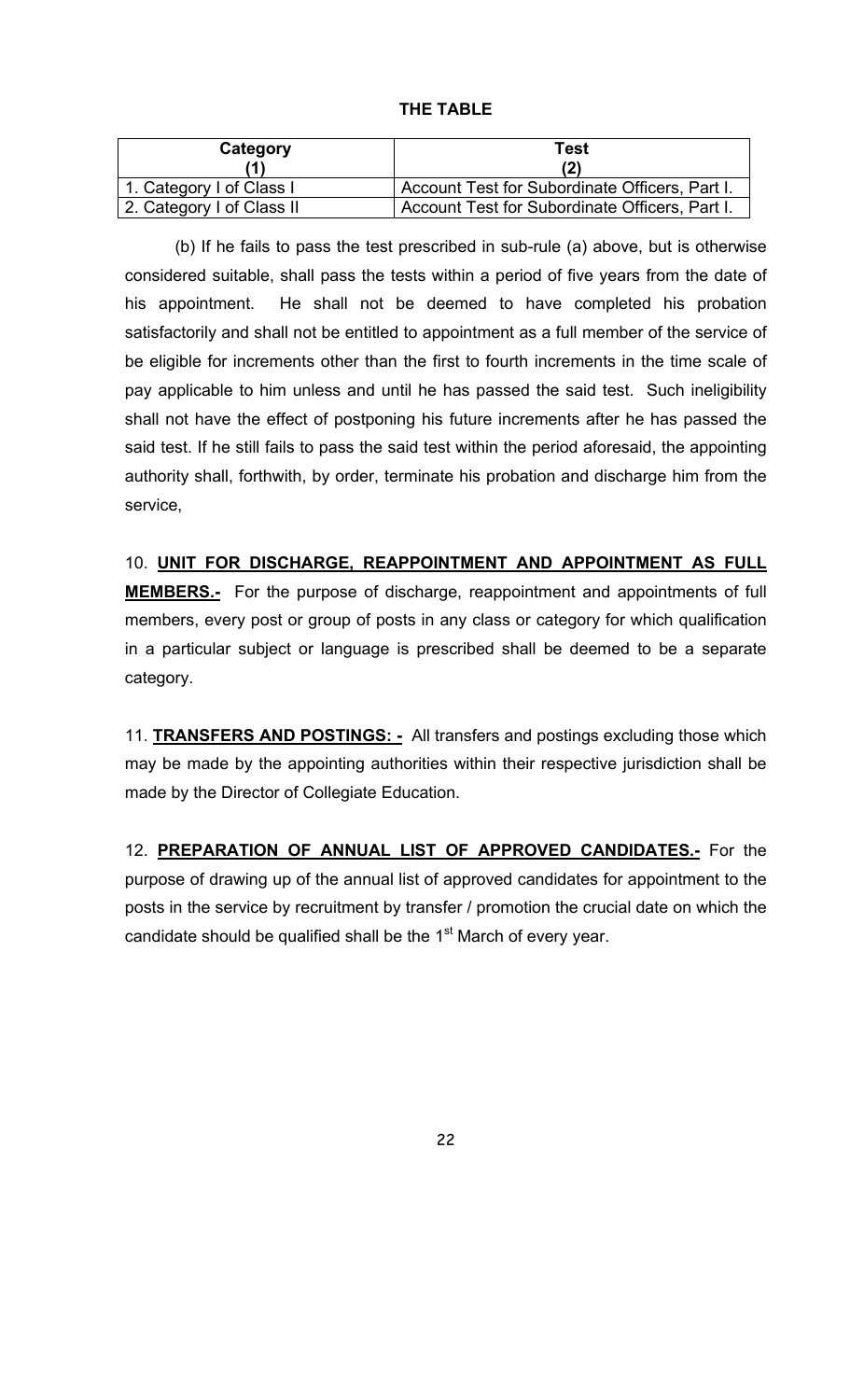**THE TABLE**

| Category (1) | Test (2) |
|---|---|
| 1. Category I of Class I | Account Test for Subordinate Officers, Part I. |
| 2. Category I of Class II | Account Test for Subordinate Officers, Part I. |

(b) If he fails to pass the test prescribed in sub-rule (a) above, but is otherwise considered suitable, shall pass the tests within a period of five years from the date of his appointment. He shall not be deemed to have completed his probation satisfactorily and shall not be entitled to appointment as a full member of the service of be eligible for increments other than the first to fourth increments in the time scale of pay applicable to him unless and until he has passed the said test. Such ineligibility shall not have the effect of postponing his future increments after he has passed the said test. If he still fails to pass the said test within the period aforesaid, the appointing authority shall, forthwith, by order, terminate his probation and discharge him from the service,

10. **UNIT FOR DISCHARGE, REAPPOINTMENT AND APPOINTMENT AS FULL MEMBERS.-** For the purpose of discharge, reappointment and appointments of full members, every post or group of posts in any class or category for which qualification in a particular subject or language is prescribed shall be deemed to be a separate category.

11. **TRANSFERS AND POSTINGS: -** All transfers and postings excluding those which may be made by the appointing authorities within their respective jurisdiction shall be made by the Director of Collegiate Education.

12. **PREPARATION OF ANNUAL LIST OF APPROVED CANDIDATES.-** For the purpose of drawing up of the annual list of approved candidates for appointment to the posts in the service by recruitment by transfer / promotion the crucial date on which the candidate should be qualified shall be the 1st March of every year.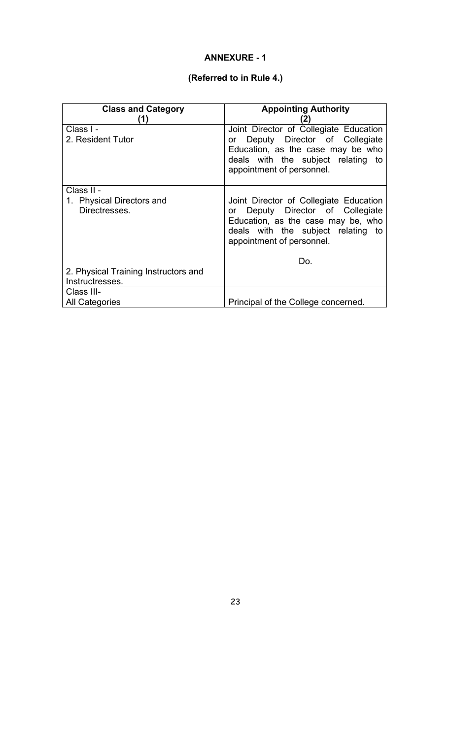**ANNEXURE - 1**

**(Referred to in Rule 4.)**

| **Class and Category (1)** | **Appointing Authority (2)** |
|---|---|
| Class I - 2. Resident Tutor | Joint Director of Collegiate Education or Deputy Director of Collegiate Education, as the case may be who deals with the subject relating to appointment of personnel. |
| Class II - 1. Physical Directors and Directresses. | Joint Director of Collegiate Education or Deputy Director of Collegiate Education, as the case may be, who deals with the subject relating to appointment of personnel. |
| 2. Physical Training Instructors and Instructresses. | Do. |
| Class III- All Categories | Principal of the College concerned. |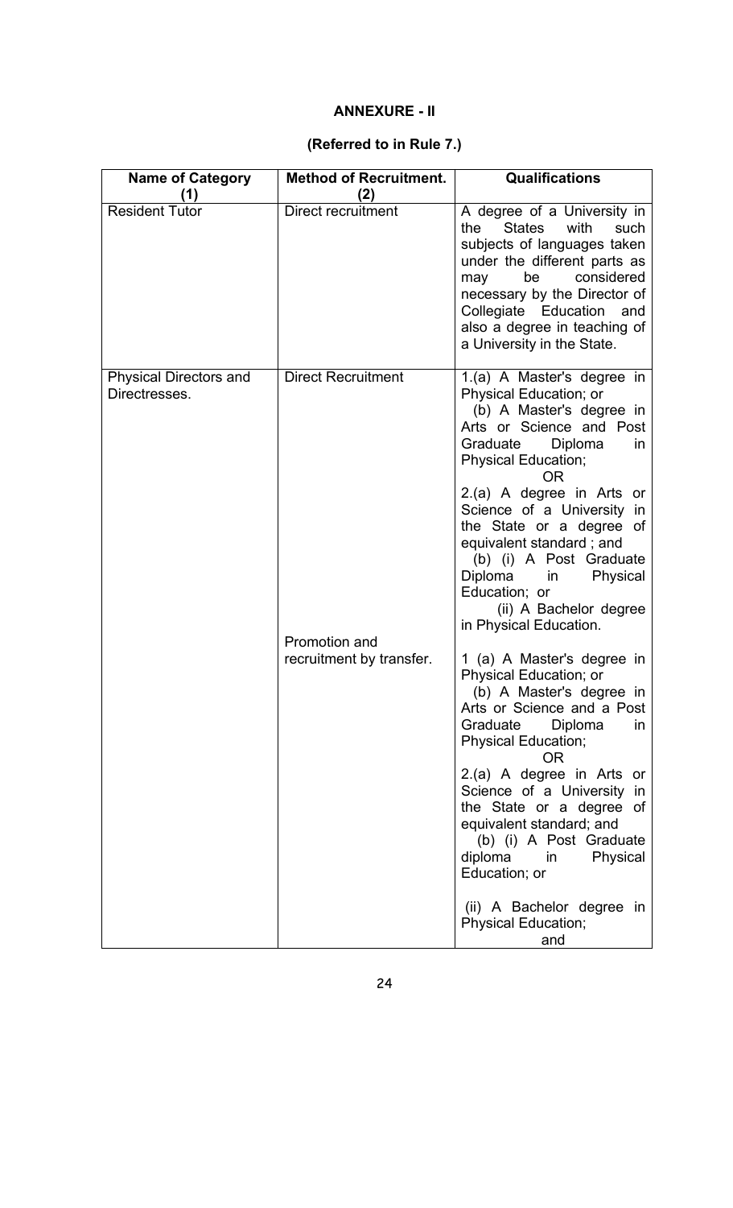## ANNEXURE - II

### (Referred to in Rule 7.)

| Name of Category (1) | Method of Recruitment. (2) | Qualifications |
|---|---|---|
| Resident Tutor | Direct recruitment | A degree of a University in the States with such subjects of languages taken under the different parts as may be considered necessary by the Director of Collegiate Education and also a degree in teaching of a University in the State. |
| Physical Directors and Directresses. | Direct Recruitment | 1.(a) A Master's degree in Physical Education; or<br>(b) A Master's degree in Arts or Science and Post Graduate Diploma in Physical Education;<br>OR<br>2.(a) A degree in Arts or Science of a University in the State or a degree of equivalent standard ; and<br>(b) (i) A Post Graduate Diploma in Physical Education; or<br>(ii) A Bachelor degree in Physical Education. |
| | Promotion and recruitment by transfer. | 1 (a) A Master's degree in Physical Education; or<br>(b) A Master's degree in Arts or Science and a Post Graduate Diploma in Physical Education;<br>OR<br>2.(a) A degree in Arts or Science of a University in the State or a degree of equivalent standard; and<br>(b) (i) A Post Graduate diploma in Physical Education; or<br>(ii) A Bachelor degree in Physical Education;<br>and |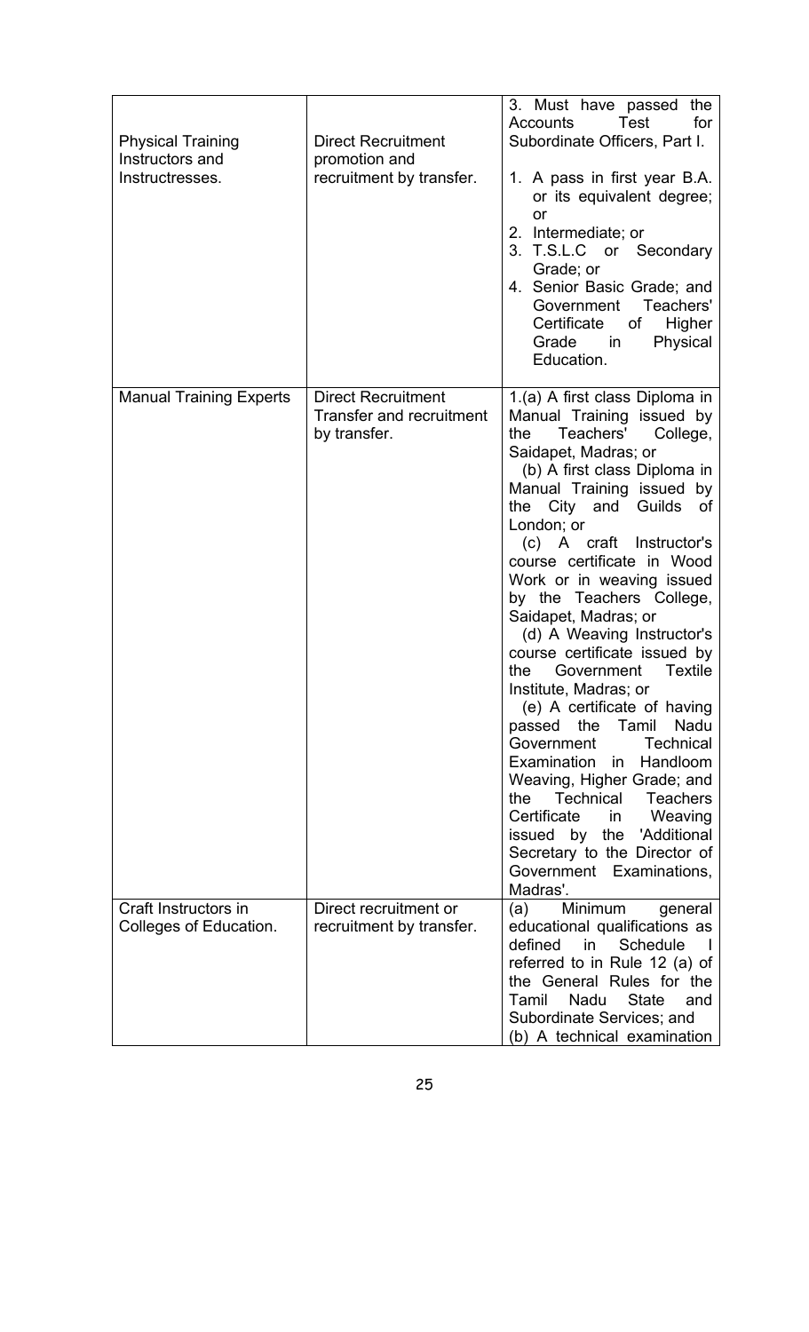| | | |
|---|---|---|
| | | 3. Must have passed the Accounts Test for Subordinate Officers, Part I. |
| Physical Training Instructors and Instructresses. | Direct Recruitment promotion and recruitment by transfer. | 1. A pass in first year B.A. or its equivalent degree; or<br>2. Intermediate; or<br>3. T.S.L.C or Secondary Grade; or<br>4. Senior Basic Grade; and Government Teachers' Certificate of Higher Grade in Physical Education. |
| Manual Training Experts | Direct Recruitment Transfer and recruitment by transfer. | 1.(a) A first class Diploma in Manual Training issued by the Teachers' College, Saidapet, Madras; or<br>(b) A first class Diploma in Manual Training issued by the City and Guilds of London; or<br>(c) A craft Instructor's course certificate in Wood Work or in weaving issued by the Teachers College, Saidapet, Madras; or<br>(d) A Weaving Instructor's course certificate issued by the Government Textile Institute, Madras; or<br>(e) A certificate of having passed the Tamil Nadu Government Technical Examination in Handloom Weaving, Higher Grade; and the Technical Teachers Certificate in Weaving issued by the 'Additional Secretary to the Director of Government Examinations, Madras'. |
| Craft Instructors in Colleges of Education. | Direct recruitment or recruitment by transfer. | (a) Minimum general educational qualifications as defined in Schedule I referred to in Rule 12 (a) of the General Rules for the Tamil Nadu State and Subordinate Services; and<br>(b) A technical examination |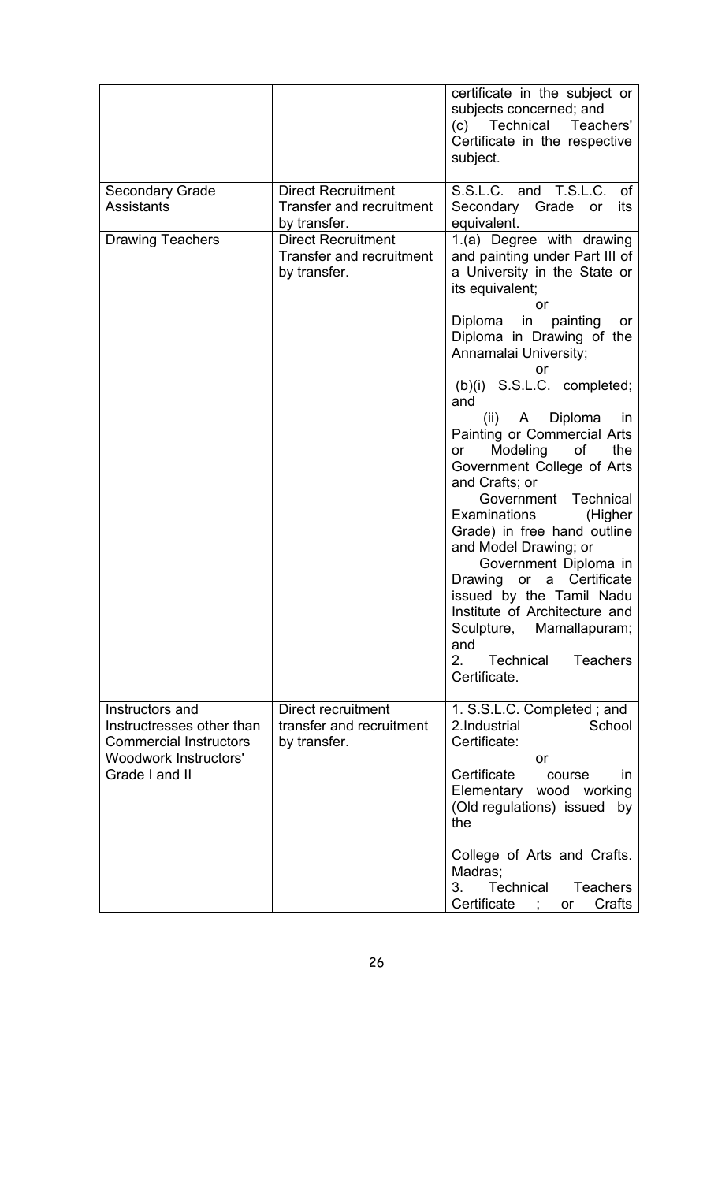| | | |
|---|---|---|
| | | certificate in the subject or subjects concerned; and<br>(c) Technical Teachers' Certificate in the respective subject. |
| Secondary Grade Assistants | Direct Recruitment Transfer and recruitment by transfer. | S.S.L.C. and T.S.L.C. of Secondary Grade or its equivalent. |
| Drawing Teachers | Direct Recruitment Transfer and recruitment by transfer. | 1.(a) Degree with drawing and painting under Part III of a University in the State or its equivalent;<br>or<br>Diploma in painting or Diploma in Drawing of the Annamalai University;<br>or<br>(b)(i) S.S.L.C. completed; and<br>(ii) A Diploma in Painting or Commercial Arts or Modeling of the Government College of Arts and Crafts; or<br>Government Technical Examinations (Higher Grade) in free hand outline and Model Drawing; or<br>Government Diploma in Drawing or a Certificate issued by the Tamil Nadu Institute of Architecture and Sculpture, Mamallapuram; and<br>2. Technical Teachers Certificate. |
| Instructors and Instructresses other than Commercial Instructors Woodwork Instructors' Grade I and II | Direct recruitment transfer and recruitment by transfer. | 1. S.S.L.C. Completed ; and<br>2.Industrial School Certificate:<br>or<br>Certificate course in Elementary wood working (Old regulations) issued by the<br><br>College of Arts and Crafts. Madras;<br>3. Technical Teachers Certificate ; or Crafts |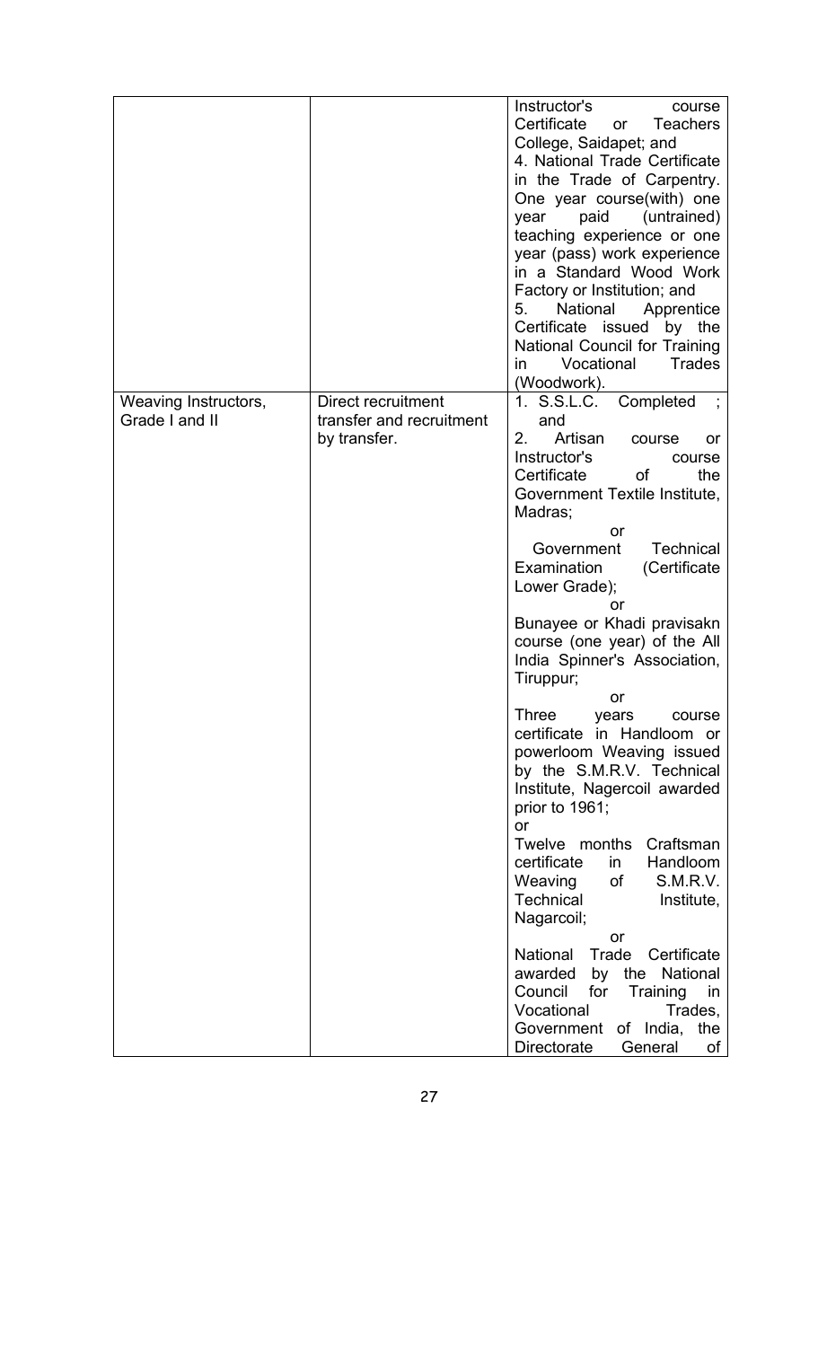| | | |
|---|---|---|
| | | Instructor's course Certificate or Teachers College, Saidapet; and<br>4. National Trade Certificate in the Trade of Carpentry. One year course(with) one year paid (untrained) teaching experience or one year (pass) work experience in a Standard Wood Work Factory or Institution; and<br>5. National Apprentice Certificate issued by the National Council for Training in Vocational Trades (Woodwork). |
| Weaving Instructors, Grade I and II | Direct recruitment transfer and recruitment by transfer. | 1. S.S.L.C. Completed ; and<br>2. Artisan course or Instructor's course Certificate of the Government Textile Institute, Madras;<br>or<br>Government Technical Examination (Certificate Lower Grade);<br>or<br>Bunayee or Khadi pravisakn course (one year) of the All India Spinner's Association, Tiruppur;<br>or<br>Three years course certificate in Handloom or powerloom Weaving issued by the S.M.R.V. Technical Institute, Nagercoil awarded prior to 1961;<br>or<br>Twelve months Craftsman certificate in Handloom Weaving of S.M.R.V. Technical Institute, Nagarcoil;<br>or<br>National Trade Certificate awarded by the National Council for Training in Vocational Trades, Government of India, the Directorate General of |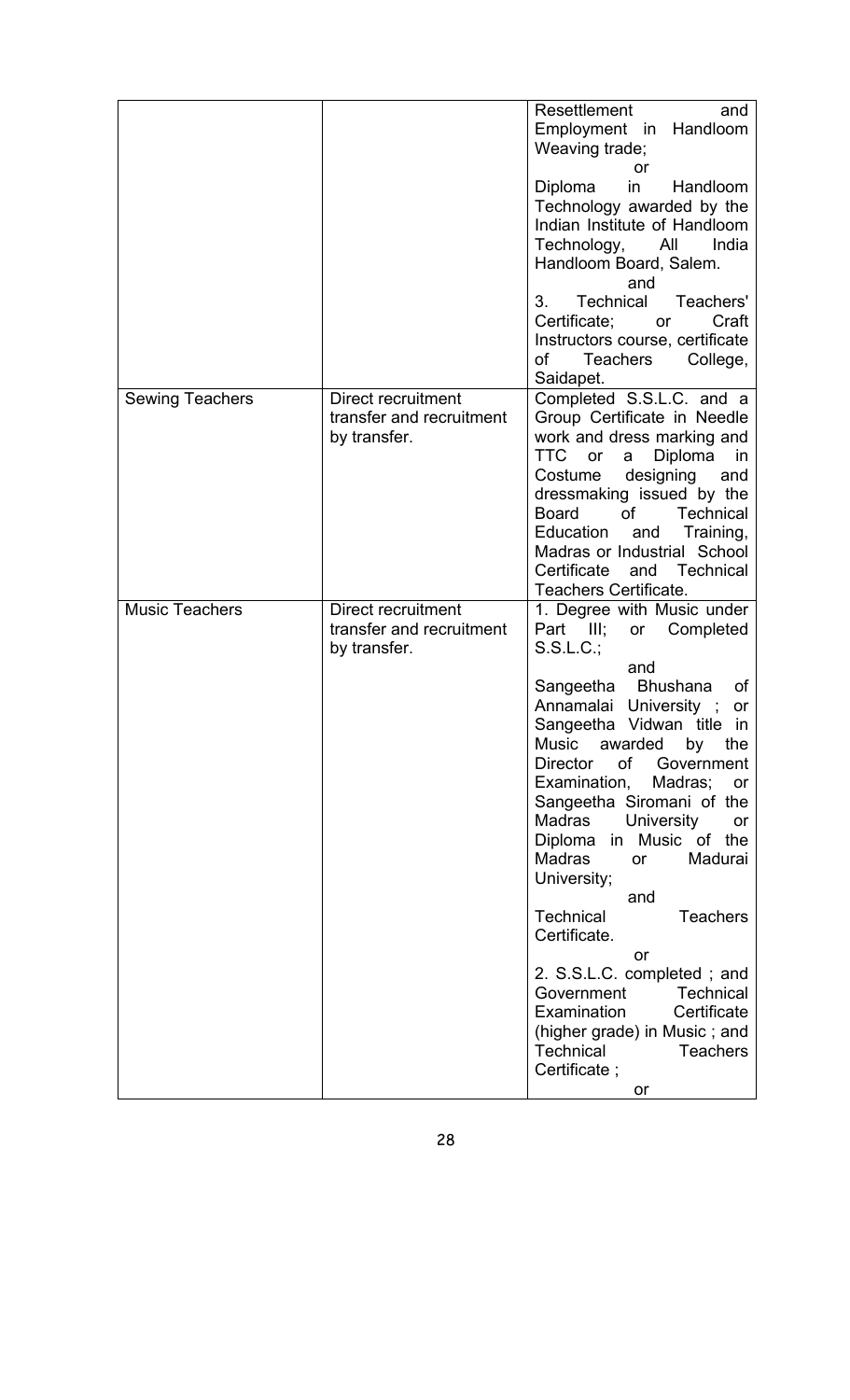| | | |
|---|---|---|
| | | Resettlement and Employment in Handloom Weaving trade;<br>or<br>Diploma in Handloom Technology awarded by the Indian Institute of Handloom Technology, All India Handloom Board, Salem.<br>and<br>3. Technical Teachers' Certificate; or Craft Instructors course, certificate of Teachers College, Saidapet. |
| Sewing Teachers | Direct recruitment transfer and recruitment by transfer. | Completed S.S.L.C. and a Group Certificate in Needle work and dress marking and TTC or a Diploma in Costume designing and dressmaking issued by the Board of Technical Education and Training, Madras or Industrial School Certificate and Technical Teachers Certificate. |
| Music Teachers | Direct recruitment transfer and recruitment by transfer. | 1. Degree with Music under Part III; or Completed S.S.L.C.;<br>and<br>Sangeetha Bhushana of Annamalai University ; or Sangeetha Vidwan title in Music awarded by the Director of Government Examination, Madras; or Sangeetha Siromani of the Madras University or Diploma in Music of the Madras or Madurai University;<br>and<br>Technical Teachers Certificate.<br>or<br>2. S.S.L.C. completed ; and Government Technical Examination Certificate (higher grade) in Music ; and Technical Teachers Certificate ;<br>or |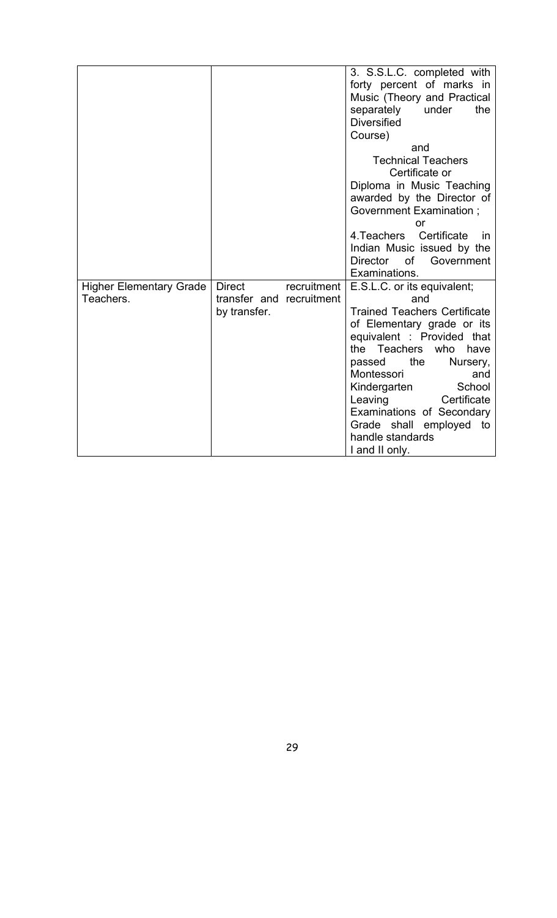| | | |
|---|---|---|
| | | 3. S.S.L.C. completed with forty percent of marks in Music (Theory and Practical separately under the Diversified Course)<br>and<br>Technical Teachers Certificate or<br>Diploma in Music Teaching awarded by the Director of Government Examination ;<br>or<br>4.Teachers Certificate in Indian Music issued by the Director of Government Examinations. |
| Higher Elementary Grade Teachers. | Direct recruitment transfer and recruitment by transfer. | E.S.L.C. or its equivalent;<br>and<br>Trained Teachers Certificate of Elementary grade or its equivalent : Provided that the Teachers who have passed the Nursery, Montessori and Kindergarten School Leaving Certificate Examinations of Secondary Grade shall employed to handle standards I and II only. |